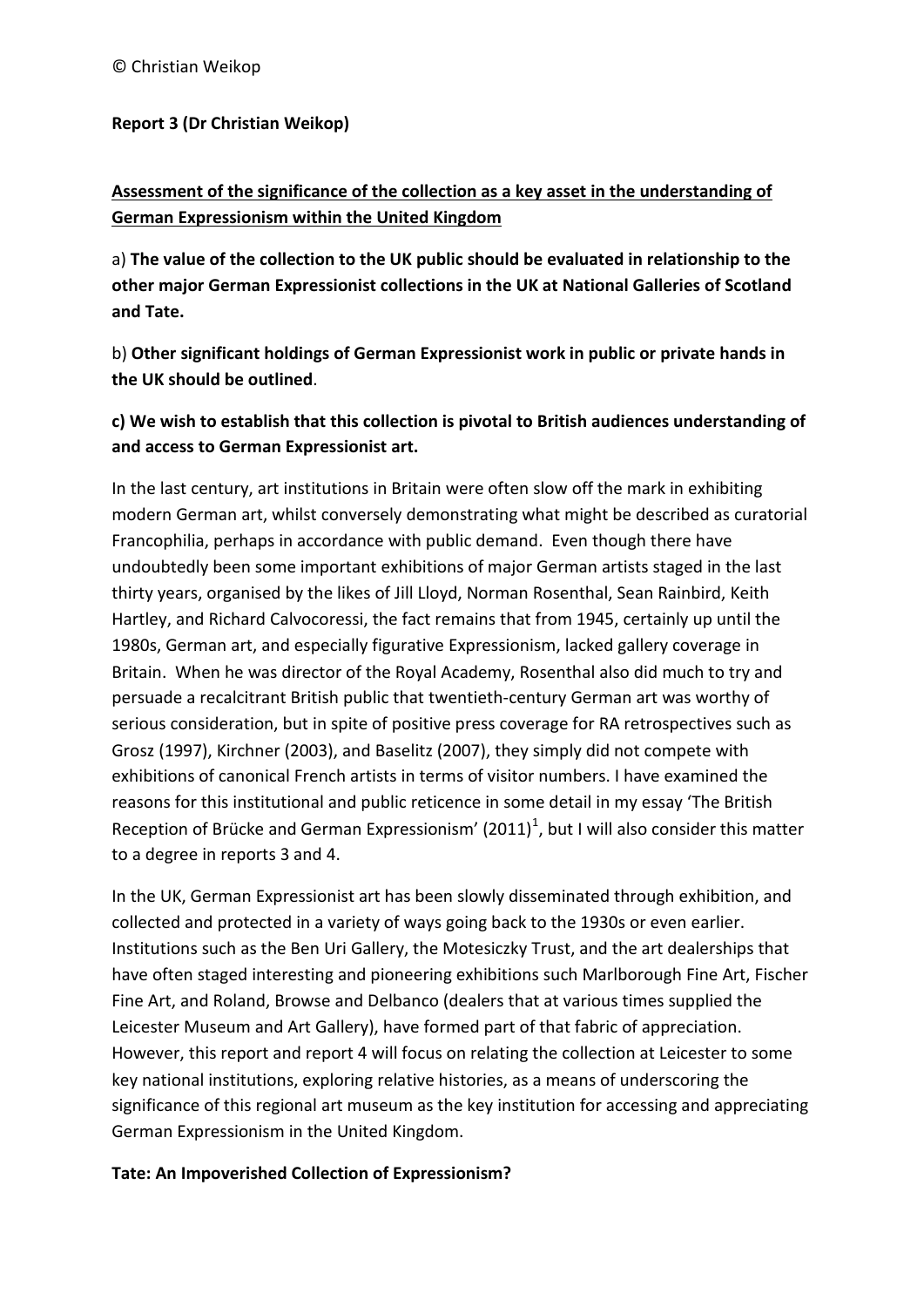© Christian Weikop

**Report 3 (Dr Christian Weikop)**

**Assessment of the significance of the collection as a key asset in the understanding of German Expressionism within the United Kingdom**

a) **The value of the collection to the UK public should be evaluated in relationship to the other major German Expressionist collections in the UK at National Galleries of Scotland and Tate.**

b) **Other significant holdings of German Expressionist work in public or private hands in the UK should be outlined**.

**c) We wish to establish that this collection is pivotal to British audiences understanding of and access to German Expressionist art.**

In the last century, art institutions in Britain were often slow off the mark in exhibiting modern German art, whilst conversely demonstrating what might be described as curatorial Francophilia, perhaps in accordance with public demand. Even though there have undoubtedly been some important exhibitions of major German artists staged in the last thirty years, organised by the likes of Jill Lloyd, Norman Rosenthal, Sean Rainbird, Keith Hartley, and Richard Calvocoressi, the fact remains that from 1945, certainly up until the 1980s, German art, and especially figurative Expressionism, lacked gallery coverage in Britain. When he was director of the Royal Academy, Rosenthal also did much to try and persuade a recalcitrant British public that twentieth-century German art was worthy of serious consideration, but in spite of positive press coverage for RA retrospectives such as Grosz (1997), Kirchner (2003), and Baselitz (2007), they simply did not compete with exhibitions of canonical French artists in terms of visitor numbers. I have examined the reasons for this institutional and public reticence in some detail in my essay 'The British Reception of Brücke and German Expressionism' (2011)[1], but I will also consider this matter to a degree in reports 3 and 4.

In the UK, German Expressionist art has been slowly disseminated through exhibition, and collected and protected in a variety of ways going back to the 1930s or even earlier. Institutions such as the Ben Uri Gallery, the Motesiczky Trust, and the art dealerships that have often staged interesting and pioneering exhibitions such Marlborough Fine Art, Fischer Fine Art, and Roland, Browse and Delbanco (dealers that at various times supplied the Leicester Museum and Art Gallery), have formed part of that fabric of appreciation. However, this report and report 4 will focus on relating the collection at Leicester to some key national institutions, exploring relative histories, as a means of underscoring the significance of this regional art museum as the key institution for accessing and appreciating German Expressionism in the United Kingdom.

**Tate: An Impoverished Collection of Expressionism?**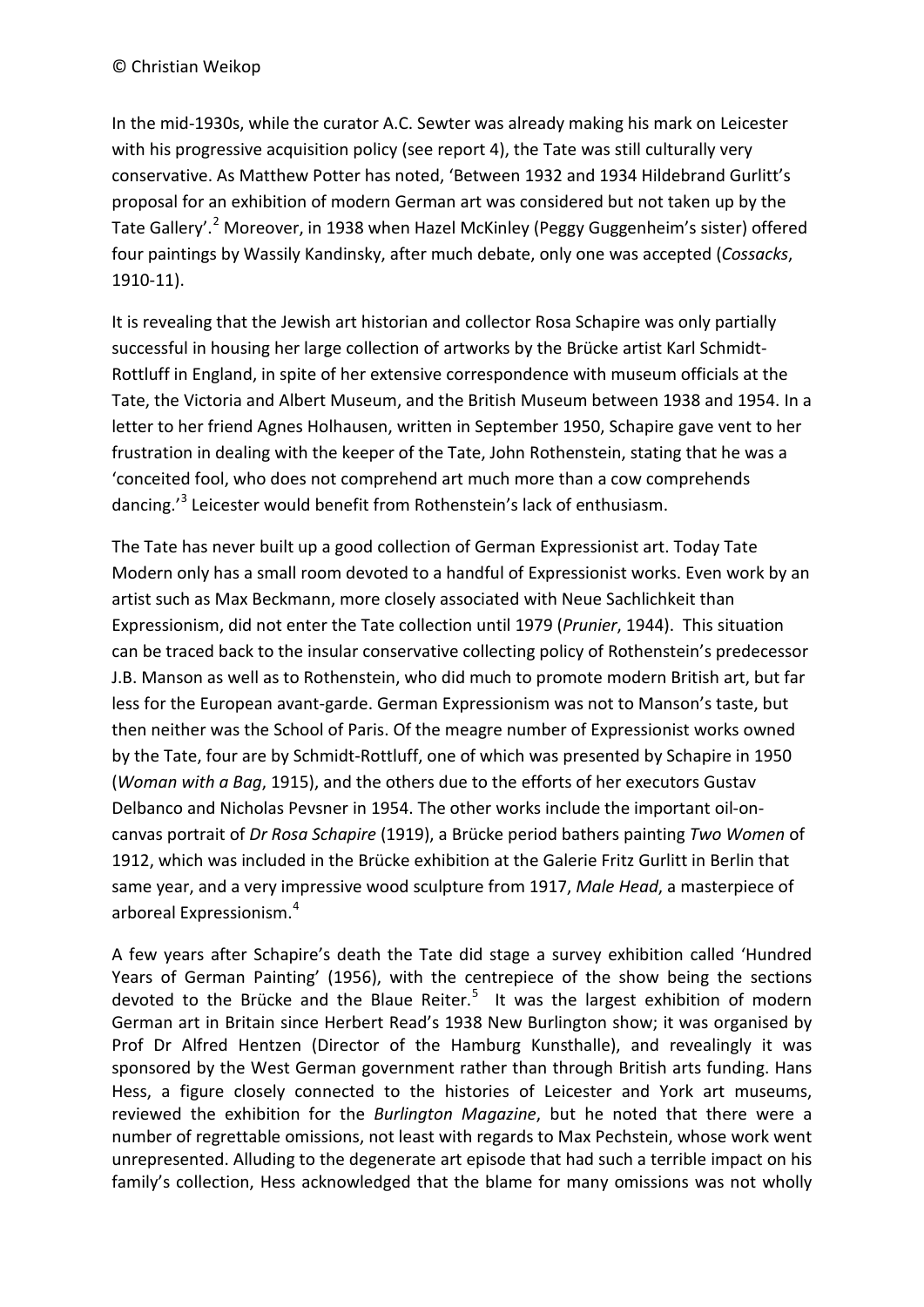In the mid-1930s, while the curator A.C. Sewter was already making his mark on Leicester with his progressive acquisition policy (see report 4), the Tate was still culturally very conservative. As Matthew Potter has noted, 'Between 1932 and 1934 Hildebrand Gurlitt's proposal for an exhibition of modern German art was considered but not taken up by the Tate Gallery'.[2] Moreover, in 1938 when Hazel McKinley (Peggy Guggenheim's sister) offered four paintings by Wassily Kandinsky, after much debate, only one was accepted (*Cossacks*, 1910-11).

It is revealing that the Jewish art historian and collector Rosa Schapire was only partially successful in housing her large collection of artworks by the Brücke artist Karl Schmidt-Rottluff in England, in spite of her extensive correspondence with museum officials at the Tate, the Victoria and Albert Museum, and the British Museum between 1938 and 1954. In a letter to her friend Agnes Holhausen, written in September 1950, Schapire gave vent to her frustration in dealing with the keeper of the Tate, John Rothenstein, stating that he was a 'conceited fool, who does not comprehend art much more than a cow comprehends dancing.'[3] Leicester would benefit from Rothenstein's lack of enthusiasm.

The Tate has never built up a good collection of German Expressionist art. Today Tate Modern only has a small room devoted to a handful of Expressionist works. Even work by an artist such as Max Beckmann, more closely associated with Neue Sachlichkeit than Expressionism, did not enter the Tate collection until 1979 (*Prunier*, 1944). This situation can be traced back to the insular conservative collecting policy of Rothenstein's predecessor J.B. Manson as well as to Rothenstein, who did much to promote modern British art, but far less for the European avant-garde. German Expressionism was not to Manson's taste, but then neither was the School of Paris. Of the meagre number of Expressionist works owned by the Tate, four are by Schmidt-Rottluff, one of which was presented by Schapire in 1950 (*Woman with a Bag*, 1915), and the others due to the efforts of her executors Gustav Delbanco and Nicholas Pevsner in 1954. The other works include the important oil-on-canvas portrait of *Dr Rosa Schapire* (1919), a Brücke period bathers painting *Two Women* of 1912, which was included in the Brücke exhibition at the Galerie Fritz Gurlitt in Berlin that same year, and a very impressive wood sculpture from 1917, *Male Head*, a masterpiece of arboreal Expressionism.[4]

A few years after Schapire's death the Tate did stage a survey exhibition called 'Hundred Years of German Painting' (1956), with the centrepiece of the show being the sections devoted to the Brücke and the Blaue Reiter.[5] It was the largest exhibition of modern German art in Britain since Herbert Read's 1938 New Burlington show; it was organised by Prof Dr Alfred Hentzen (Director of the Hamburg Kunsthalle), and revealingly it was sponsored by the West German government rather than through British arts funding. Hans Hess, a figure closely connected to the histories of Leicester and York art museums, reviewed the exhibition for the *Burlington Magazine*, but he noted that there were a number of regrettable omissions, not least with regards to Max Pechstein, whose work went unrepresented. Alluding to the degenerate art episode that had such a terrible impact on his family's collection, Hess acknowledged that the blame for many omissions was not wholly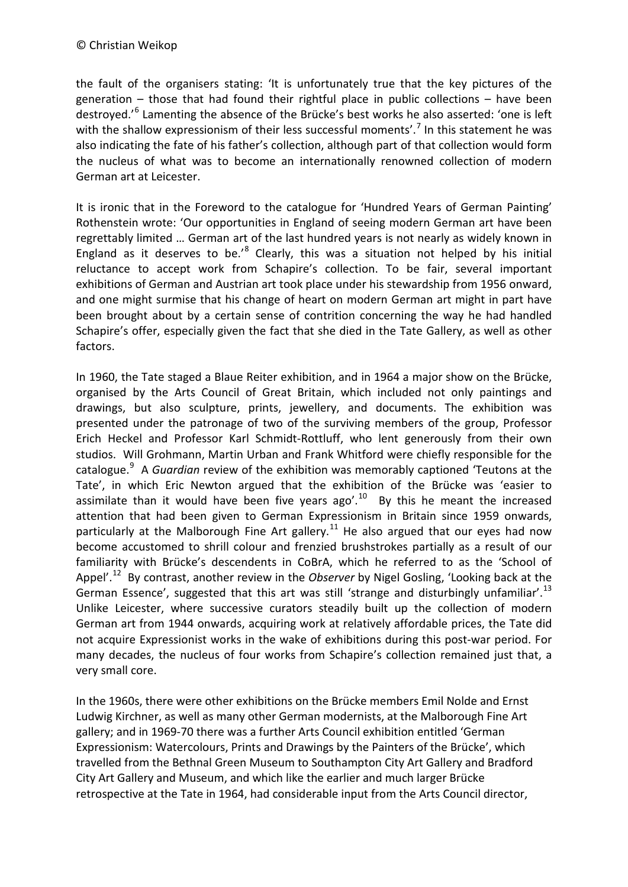the fault of the organisers stating: 'It is unfortunately true that the key pictures of the generation – those that had found their rightful place in public collections – have been destroyed.'[6] Lamenting the absence of the Brücke's best works he also asserted: 'one is left with the shallow expressionism of their less successful moments'.[7] In this statement he was also indicating the fate of his father's collection, although part of that collection would form the nucleus of what was to become an internationally renowned collection of modern German art at Leicester.

It is ironic that in the Foreword to the catalogue for 'Hundred Years of German Painting' Rothenstein wrote: 'Our opportunities in England of seeing modern German art have been regrettably limited … German art of the last hundred years is not nearly as widely known in England as it deserves to be.'[8] Clearly, this was a situation not helped by his initial reluctance to accept work from Schapire's collection. To be fair, several important exhibitions of German and Austrian art took place under his stewardship from 1956 onward, and one might surmise that his change of heart on modern German art might in part have been brought about by a certain sense of contrition concerning the way he had handled Schapire's offer, especially given the fact that she died in the Tate Gallery, as well as other factors.

In 1960, the Tate staged a Blaue Reiter exhibition, and in 1964 a major show on the Brücke, organised by the Arts Council of Great Britain, which included not only paintings and drawings, but also sculpture, prints, jewellery, and documents. The exhibition was presented under the patronage of two of the surviving members of the group, Professor Erich Heckel and Professor Karl Schmidt-Rottluff, who lent generously from their own studios. Will Grohmann, Martin Urban and Frank Whitford were chiefly responsible for the catalogue.[9] A *Guardian* review of the exhibition was memorably captioned 'Teutons at the Tate', in which Eric Newton argued that the exhibition of the Brücke was 'easier to assimilate than it would have been five years ago'.[10] By this he meant the increased attention that had been given to German Expressionism in Britain since 1959 onwards, particularly at the Malborough Fine Art gallery.[11] He also argued that our eyes had now become accustomed to shrill colour and frenzied brushstrokes partially as a result of our familiarity with Brücke's descendents in CoBrA, which he referred to as the 'School of Appel'.[12] By contrast, another review in the *Observer* by Nigel Gosling, 'Looking back at the German Essence', suggested that this art was still 'strange and disturbingly unfamiliar'.[13] Unlike Leicester, where successive curators steadily built up the collection of modern German art from 1944 onwards, acquiring work at relatively affordable prices, the Tate did not acquire Expressionist works in the wake of exhibitions during this post-war period. For many decades, the nucleus of four works from Schapire's collection remained just that, a very small core.

In the 1960s, there were other exhibitions on the Brücke members Emil Nolde and Ernst Ludwig Kirchner, as well as many other German modernists, at the Malborough Fine Art gallery; and in 1969-70 there was a further Arts Council exhibition entitled 'German Expressionism: Watercolours, Prints and Drawings by the Painters of the Brücke', which travelled from the Bethnal Green Museum to Southampton City Art Gallery and Bradford City Art Gallery and Museum, and which like the earlier and much larger Brücke retrospective at the Tate in 1964, had considerable input from the Arts Council director,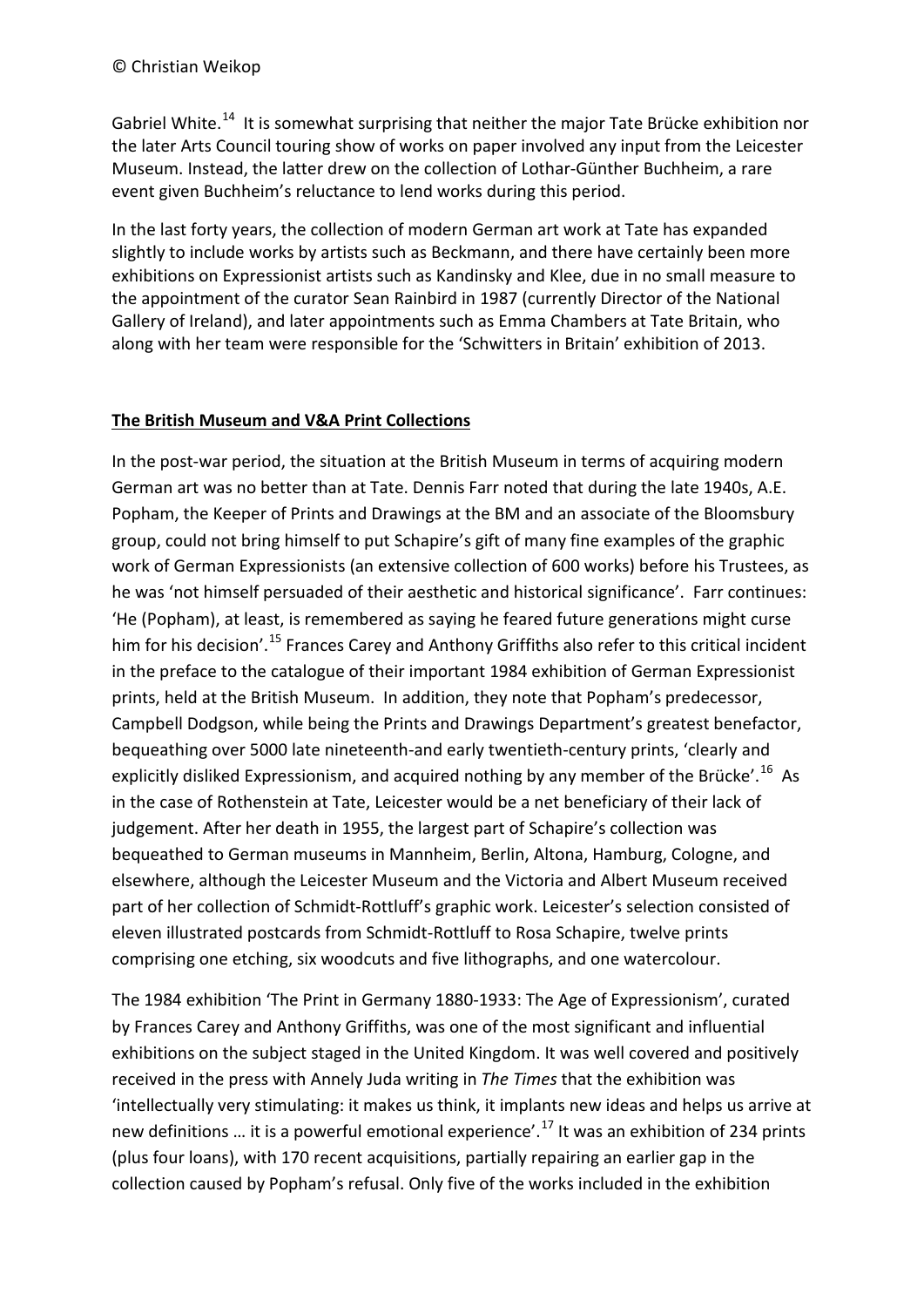Gabriel White.[14] It is somewhat surprising that neither the major Tate Brücke exhibition nor the later Arts Council touring show of works on paper involved any input from the Leicester Museum. Instead, the latter drew on the collection of Lothar-Günther Buchheim, a rare event given Buchheim's reluctance to lend works during this period.

In the last forty years, the collection of modern German art work at Tate has expanded slightly to include works by artists such as Beckmann, and there have certainly been more exhibitions on Expressionist artists such as Kandinsky and Klee, due in no small measure to the appointment of the curator Sean Rainbird in 1987 (currently Director of the National Gallery of Ireland), and later appointments such as Emma Chambers at Tate Britain, who along with her team were responsible for the 'Schwitters in Britain' exhibition of 2013.

**The British Museum and V&A Print Collections**

In the post-war period, the situation at the British Museum in terms of acquiring modern German art was no better than at Tate. Dennis Farr noted that during the late 1940s, A.E. Popham, the Keeper of Prints and Drawings at the BM and an associate of the Bloomsbury group, could not bring himself to put Schapire's gift of many fine examples of the graphic work of German Expressionists (an extensive collection of 600 works) before his Trustees, as he was 'not himself persuaded of their aesthetic and historical significance'. Farr continues: 'He (Popham), at least, is remembered as saying he feared future generations might curse him for his decision'.[15] Frances Carey and Anthony Griffiths also refer to this critical incident in the preface to the catalogue of their important 1984 exhibition of German Expressionist prints, held at the British Museum. In addition, they note that Popham's predecessor, Campbell Dodgson, while being the Prints and Drawings Department's greatest benefactor, bequeathing over 5000 late nineteenth-and early twentieth-century prints, 'clearly and explicitly disliked Expressionism, and acquired nothing by any member of the Brücke'.[16] As in the case of Rothenstein at Tate, Leicester would be a net beneficiary of their lack of judgement. After her death in 1955, the largest part of Schapire's collection was bequeathed to German museums in Mannheim, Berlin, Altona, Hamburg, Cologne, and elsewhere, although the Leicester Museum and the Victoria and Albert Museum received part of her collection of Schmidt-Rottluff's graphic work. Leicester's selection consisted of eleven illustrated postcards from Schmidt-Rottluff to Rosa Schapire, twelve prints comprising one etching, six woodcuts and five lithographs, and one watercolour.

The 1984 exhibition 'The Print in Germany 1880-1933: The Age of Expressionism', curated by Frances Carey and Anthony Griffiths, was one of the most significant and influential exhibitions on the subject staged in the United Kingdom. It was well covered and positively received in the press with Annely Juda writing in *The Times* that the exhibition was 'intellectually very stimulating: it makes us think, it implants new ideas and helps us arrive at new definitions … it is a powerful emotional experience'.[17] It was an exhibition of 234 prints (plus four loans), with 170 recent acquisitions, partially repairing an earlier gap in the collection caused by Popham's refusal. Only five of the works included in the exhibition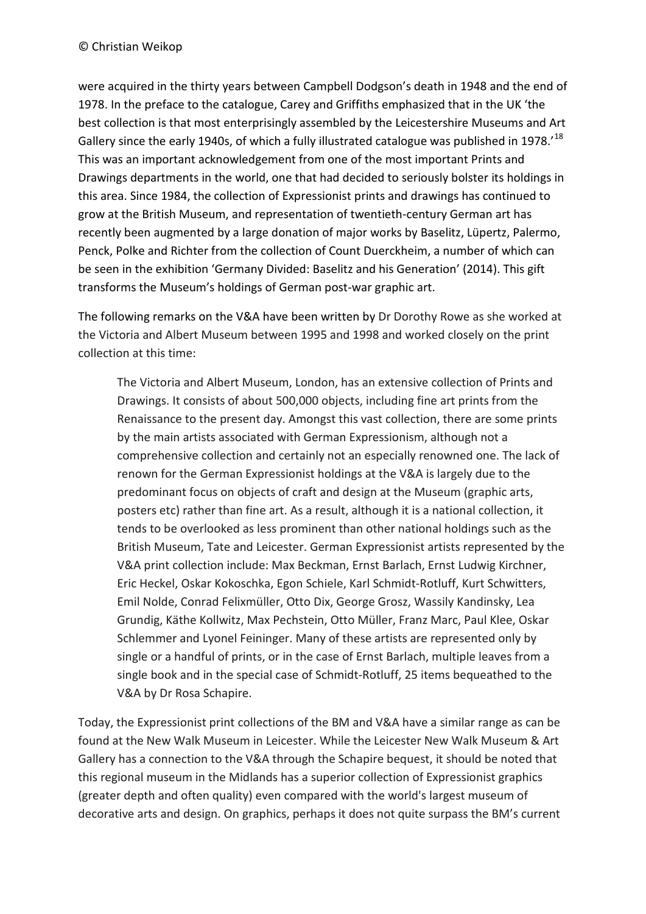were acquired in the thirty years between Campbell Dodgson's death in 1948 and the end of 1978. In the preface to the catalogue, Carey and Griffiths emphasized that in the UK 'the best collection is that most enterprisingly assembled by the Leicestershire Museums and Art Gallery since the early 1940s, of which a fully illustrated catalogue was published in 1978.'[18] This was an important acknowledgement from one of the most important Prints and Drawings departments in the world, one that had decided to seriously bolster its holdings in this area. Since 1984, the collection of Expressionist prints and drawings has continued to grow at the British Museum, and representation of twentieth-century German art has recently been augmented by a large donation of major works by Baselitz, Lüpertz, Palermo, Penck, Polke and Richter from the collection of Count Duerckheim, a number of which can be seen in the exhibition 'Germany Divided: Baselitz and his Generation' (2014). This gift transforms the Museum's holdings of German post-war graphic art.

The following remarks on the V&A have been written by Dr Dorothy Rowe as she worked at the Victoria and Albert Museum between 1995 and 1998 and worked closely on the print collection at this time:

> The Victoria and Albert Museum, London, has an extensive collection of Prints and Drawings. It consists of about 500,000 objects, including fine art prints from the Renaissance to the present day. Amongst this vast collection, there are some prints by the main artists associated with German Expressionism, although not a comprehensive collection and certainly not an especially renowned one. The lack of renown for the German Expressionist holdings at the V&A is largely due to the predominant focus on objects of craft and design at the Museum (graphic arts, posters etc) rather than fine art. As a result, although it is a national collection, it tends to be overlooked as less prominent than other national holdings such as the British Museum, Tate and Leicester. German Expressionist artists represented by the V&A print collection include: Max Beckman, Ernst Barlach, Ernst Ludwig Kirchner, Eric Heckel, Oskar Kokoschka, Egon Schiele, Karl Schmidt-Rotluff, Kurt Schwitters, Emil Nolde, Conrad Felixmüller, Otto Dix, George Grosz, Wassily Kandinsky, Lea Grundig, Käthe Kollwitz, Max Pechstein, Otto Müller, Franz Marc, Paul Klee, Oskar Schlemmer and Lyonel Feininger. Many of these artists are represented only by single or a handful of prints, or in the case of Ernst Barlach, multiple leaves from a single book and in the special case of Schmidt-Rotluff, 25 items bequeathed to the V&A by Dr Rosa Schapire.

Today, the Expressionist print collections of the BM and V&A have a similar range as can be found at the New Walk Museum in Leicester. While the Leicester New Walk Museum & Art Gallery has a connection to the V&A through the Schapire bequest, it should be noted that this regional museum in the Midlands has a superior collection of Expressionist graphics (greater depth and often quality) even compared with the world's largest museum of decorative arts and design. On graphics, perhaps it does not quite surpass the BM's current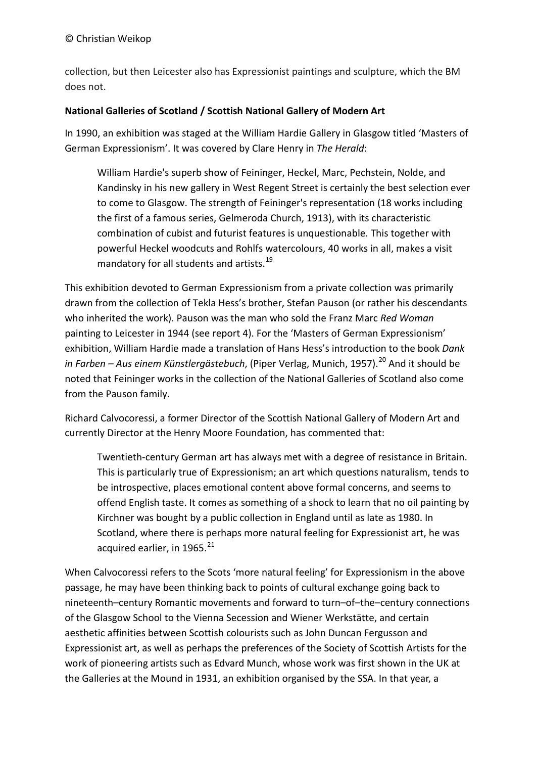collection, but then Leicester also has Expressionist paintings and sculpture, which the BM does not.

**National Galleries of Scotland / Scottish National Gallery of Modern Art**

In 1990, an exhibition was staged at the William Hardie Gallery in Glasgow titled 'Masters of German Expressionism'. It was covered by Clare Henry in *The Herald*:

> William Hardie's superb show of Feininger, Heckel, Marc, Pechstein, Nolde, and Kandinsky in his new gallery in West Regent Street is certainly the best selection ever to come to Glasgow. The strength of Feininger's representation (18 works including the first of a famous series, Gelmeroda Church, 1913), with its characteristic combination of cubist and futurist features is unquestionable. This together with powerful Heckel woodcuts and Rohlfs watercolours, 40 works in all, makes a visit mandatory for all students and artists.[19]

This exhibition devoted to German Expressionism from a private collection was primarily drawn from the collection of Tekla Hess's brother, Stefan Pauson (or rather his descendants who inherited the work). Pauson was the man who sold the Franz Marc *Red Woman* painting to Leicester in 1944 (see report 4). For the 'Masters of German Expressionism' exhibition, William Hardie made a translation of Hans Hess's introduction to the book *Dank in Farben – Aus einem Künstlergästebuch*, (Piper Verlag, Munich, 1957).[20] And it should be noted that Feininger works in the collection of the National Galleries of Scotland also come from the Pauson family.

Richard Calvocoressi, a former Director of the Scottish National Gallery of Modern Art and currently Director at the Henry Moore Foundation, has commented that:

> Twentieth-century German art has always met with a degree of resistance in Britain. This is particularly true of Expressionism; an art which questions naturalism, tends to be introspective, places emotional content above formal concerns, and seems to offend English taste. It comes as something of a shock to learn that no oil painting by Kirchner was bought by a public collection in England until as late as 1980. In Scotland, where there is perhaps more natural feeling for Expressionist art, he was acquired earlier, in 1965.[21]

When Calvocoressi refers to the Scots 'more natural feeling' for Expressionism in the above passage, he may have been thinking back to points of cultural exchange going back to nineteenth–century Romantic movements and forward to turn–of–the–century connections of the Glasgow School to the Vienna Secession and Wiener Werkstätte, and certain aesthetic affinities between Scottish colourists such as John Duncan Fergusson and Expressionist art, as well as perhaps the preferences of the Society of Scottish Artists for the work of pioneering artists such as Edvard Munch, whose work was first shown in the UK at the Galleries at the Mound in 1931, an exhibition organised by the SSA. In that year, a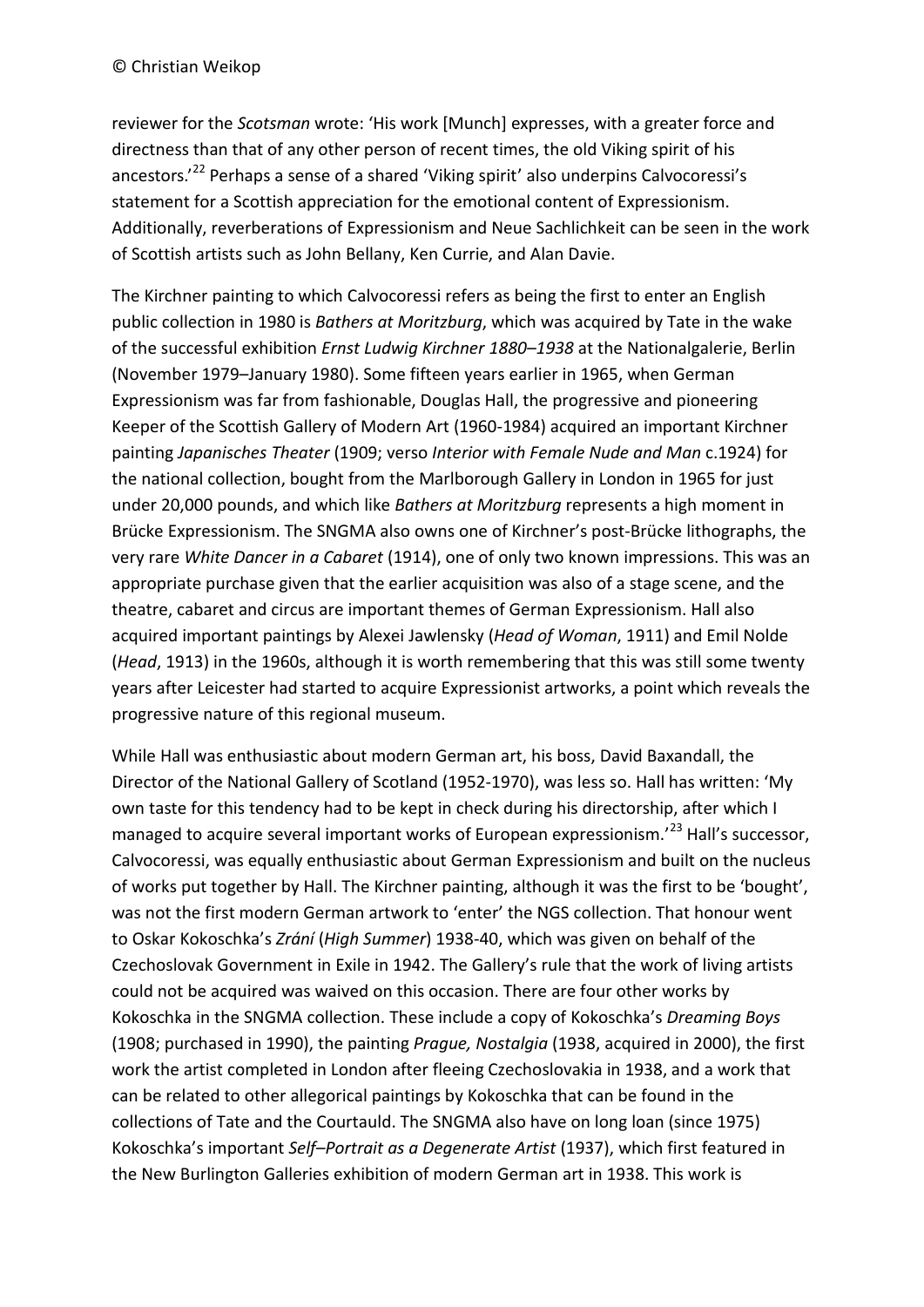reviewer for the *Scotsman* wrote: 'His work [Munch] expresses, with a greater force and directness than that of any other person of recent times, the old Viking spirit of his ancestors.'[22] Perhaps a sense of a shared 'Viking spirit' also underpins Calvocoressi's statement for a Scottish appreciation for the emotional content of Expressionism. Additionally, reverberations of Expressionism and Neue Sachlichkeit can be seen in the work of Scottish artists such as John Bellany, Ken Currie, and Alan Davie.

The Kirchner painting to which Calvocoressi refers as being the first to enter an English public collection in 1980 is *Bathers at Moritzburg*, which was acquired by Tate in the wake of the successful exhibition *Ernst Ludwig Kirchner 1880–1938* at the Nationalgalerie, Berlin (November 1979–January 1980). Some fifteen years earlier in 1965, when German Expressionism was far from fashionable, Douglas Hall, the progressive and pioneering Keeper of the Scottish Gallery of Modern Art (1960-1984) acquired an important Kirchner painting *Japanisches Theater* (1909; verso *Interior with Female Nude and Man* c.1924) for the national collection, bought from the Marlborough Gallery in London in 1965 for just under 20,000 pounds, and which like *Bathers at Moritzburg* represents a high moment in Brücke Expressionism. The SNGMA also owns one of Kirchner's post-Brücke lithographs, the very rare *White Dancer in a Cabaret* (1914), one of only two known impressions. This was an appropriate purchase given that the earlier acquisition was also of a stage scene, and the theatre, cabaret and circus are important themes of German Expressionism. Hall also acquired important paintings by Alexei Jawlensky (*Head of Woman*, 1911) and Emil Nolde (*Head*, 1913) in the 1960s, although it is worth remembering that this was still some twenty years after Leicester had started to acquire Expressionist artworks, a point which reveals the progressive nature of this regional museum.

While Hall was enthusiastic about modern German art, his boss, David Baxandall, the Director of the National Gallery of Scotland (1952-1970), was less so. Hall has written: 'My own taste for this tendency had to be kept in check during his directorship, after which I managed to acquire several important works of European expressionism.'[23] Hall's successor, Calvocoressi, was equally enthusiastic about German Expressionism and built on the nucleus of works put together by Hall. The Kirchner painting, although it was the first to be 'bought', was not the first modern German artwork to 'enter' the NGS collection. That honour went to Oskar Kokoschka's *Zrání* (*High Summer*) 1938-40, which was given on behalf of the Czechoslovak Government in Exile in 1942. The Gallery's rule that the work of living artists could not be acquired was waived on this occasion. There are four other works by Kokoschka in the SNGMA collection. These include a copy of Kokoschka's *Dreaming Boys* (1908; purchased in 1990), the painting *Prague, Nostalgia* (1938, acquired in 2000), the first work the artist completed in London after fleeing Czechoslovakia in 1938, and a work that can be related to other allegorical paintings by Kokoschka that can be found in the collections of Tate and the Courtauld. The SNGMA also have on long loan (since 1975) Kokoschka's important *Self–Portrait as a Degenerate Artist* (1937), which first featured in the New Burlington Galleries exhibition of modern German art in 1938. This work is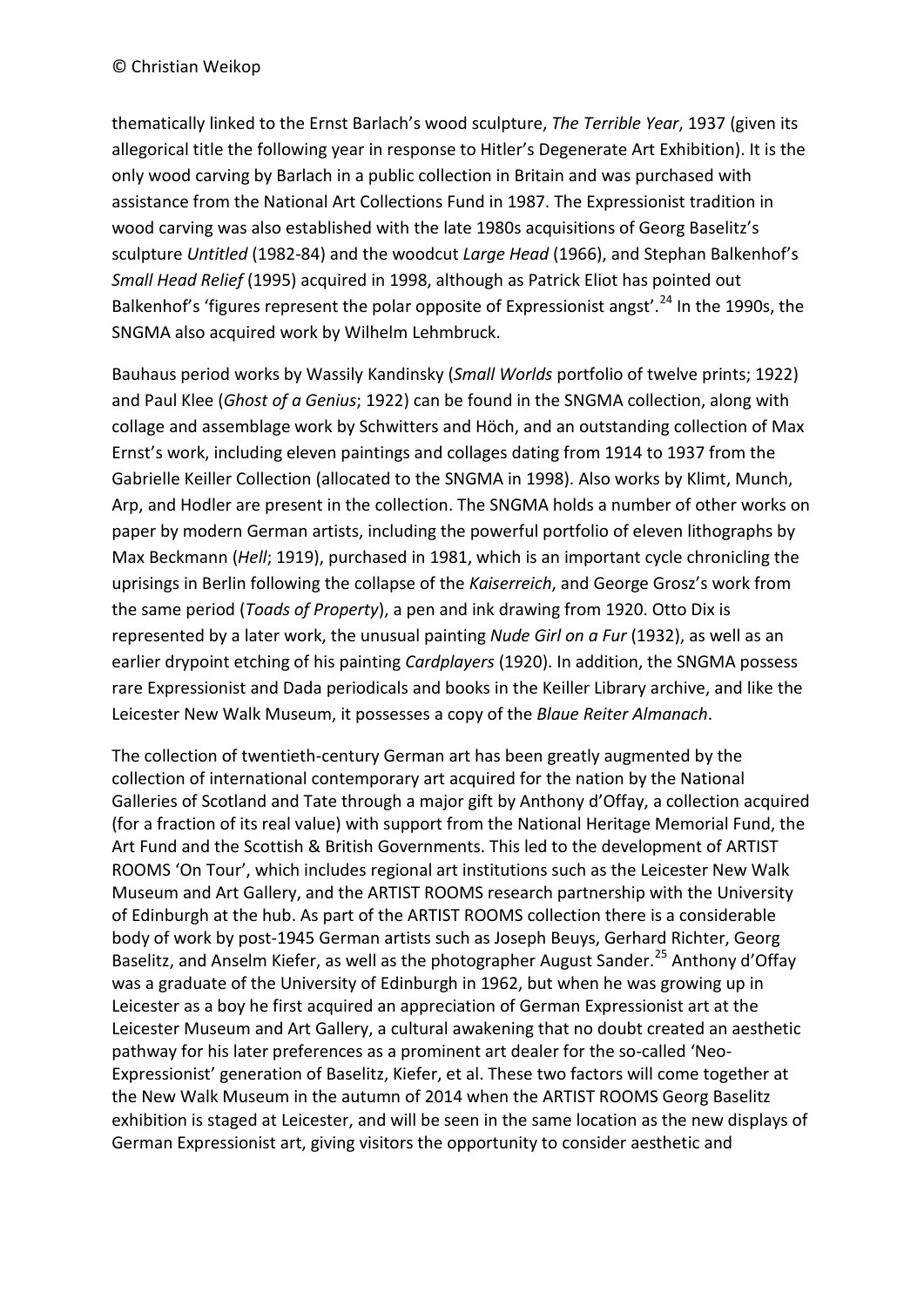thematically linked to the Ernst Barlach's wood sculpture, *The Terrible Year*, 1937 (given its allegorical title the following year in response to Hitler's Degenerate Art Exhibition). It is the only wood carving by Barlach in a public collection in Britain and was purchased with assistance from the National Art Collections Fund in 1987. The Expressionist tradition in wood carving was also established with the late 1980s acquisitions of Georg Baselitz's sculpture *Untitled* (1982-84) and the woodcut *Large Head* (1966), and Stephan Balkenhof's *Small Head Relief* (1995) acquired in 1998, although as Patrick Eliot has pointed out Balkenhof's 'figures represent the polar opposite of Expressionist angst'.[24] In the 1990s, the SNGMA also acquired work by Wilhelm Lehmbruck.

Bauhaus period works by Wassily Kandinsky (*Small Worlds* portfolio of twelve prints; 1922) and Paul Klee (*Ghost of a Genius*; 1922) can be found in the SNGMA collection, along with collage and assemblage work by Schwitters and Höch, and an outstanding collection of Max Ernst's work, including eleven paintings and collages dating from 1914 to 1937 from the Gabrielle Keiller Collection (allocated to the SNGMA in 1998). Also works by Klimt, Munch, Arp, and Hodler are present in the collection. The SNGMA holds a number of other works on paper by modern German artists, including the powerful portfolio of eleven lithographs by Max Beckmann (*Hell*; 1919), purchased in 1981, which is an important cycle chronicling the uprisings in Berlin following the collapse of the *Kaiserreich*, and George Grosz's work from the same period (*Toads of Property*), a pen and ink drawing from 1920. Otto Dix is represented by a later work, the unusual painting *Nude Girl on a Fur* (1932), as well as an earlier drypoint etching of his painting *Cardplayers* (1920). In addition, the SNGMA possess rare Expressionist and Dada periodicals and books in the Keiller Library archive, and like the Leicester New Walk Museum, it possesses a copy of the *Blaue Reiter Almanach*.

The collection of twentieth-century German art has been greatly augmented by the collection of international contemporary art acquired for the nation by the National Galleries of Scotland and Tate through a major gift by Anthony d'Offay, a collection acquired (for a fraction of its real value) with support from the National Heritage Memorial Fund, the Art Fund and the Scottish & British Governments. This led to the development of ARTIST ROOMS 'On Tour', which includes regional art institutions such as the Leicester New Walk Museum and Art Gallery, and the ARTIST ROOMS research partnership with the University of Edinburgh at the hub. As part of the ARTIST ROOMS collection there is a considerable body of work by post-1945 German artists such as Joseph Beuys, Gerhard Richter, Georg Baselitz, and Anselm Kiefer, as well as the photographer August Sander.[25] Anthony d'Offay was a graduate of the University of Edinburgh in 1962, but when he was growing up in Leicester as a boy he first acquired an appreciation of German Expressionist art at the Leicester Museum and Art Gallery, a cultural awakening that no doubt created an aesthetic pathway for his later preferences as a prominent art dealer for the so-called 'Neo-Expressionist' generation of Baselitz, Kiefer, et al. These two factors will come together at the New Walk Museum in the autumn of 2014 when the ARTIST ROOMS Georg Baselitz exhibition is staged at Leicester, and will be seen in the same location as the new displays of German Expressionist art, giving visitors the opportunity to consider aesthetic and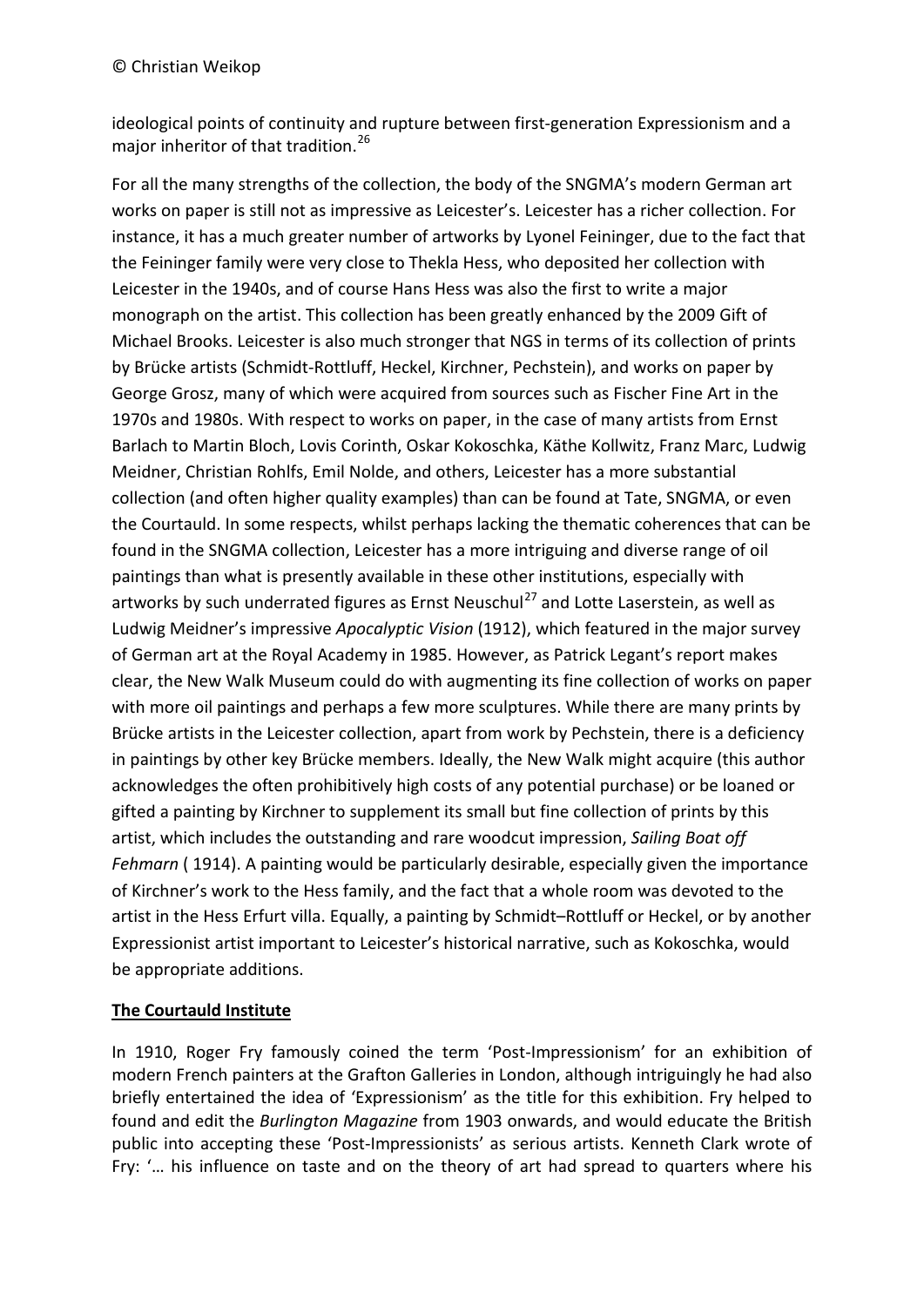ideological points of continuity and rupture between first-generation Expressionism and a major inheritor of that tradition.[26]

For all the many strengths of the collection, the body of the SNGMA's modern German art works on paper is still not as impressive as Leicester's. Leicester has a richer collection. For instance, it has a much greater number of artworks by Lyonel Feininger, due to the fact that the Feininger family were very close to Thekla Hess, who deposited her collection with Leicester in the 1940s, and of course Hans Hess was also the first to write a major monograph on the artist. This collection has been greatly enhanced by the 2009 Gift of Michael Brooks. Leicester is also much stronger that NGS in terms of its collection of prints by Brücke artists (Schmidt-Rottluff, Heckel, Kirchner, Pechstein), and works on paper by George Grosz, many of which were acquired from sources such as Fischer Fine Art in the 1970s and 1980s. With respect to works on paper, in the case of many artists from Ernst Barlach to Martin Bloch, Lovis Corinth, Oskar Kokoschka, Käthe Kollwitz, Franz Marc, Ludwig Meidner, Christian Rohlfs, Emil Nolde, and others, Leicester has a more substantial collection (and often higher quality examples) than can be found at Tate, SNGMA, or even the Courtauld. In some respects, whilst perhaps lacking the thematic coherences that can be found in the SNGMA collection, Leicester has a more intriguing and diverse range of oil paintings than what is presently available in these other institutions, especially with artworks by such underrated figures as Ernst Neuschul[27] and Lotte Laserstein, as well as Ludwig Meidner's impressive *Apocalyptic Vision* (1912), which featured in the major survey of German art at the Royal Academy in 1985. However, as Patrick Legant's report makes clear, the New Walk Museum could do with augmenting its fine collection of works on paper with more oil paintings and perhaps a few more sculptures. While there are many prints by Brücke artists in the Leicester collection, apart from work by Pechstein, there is a deficiency in paintings by other key Brücke members. Ideally, the New Walk might acquire (this author acknowledges the often prohibitively high costs of any potential purchase) or be loaned or gifted a painting by Kirchner to supplement its small but fine collection of prints by this artist, which includes the outstanding and rare woodcut impression, *Sailing Boat off Fehmarn* ( 1914). A painting would be particularly desirable, especially given the importance of Kirchner's work to the Hess family, and the fact that a whole room was devoted to the artist in the Hess Erfurt villa. Equally, a painting by Schmidt–Rottluff or Heckel, or by another Expressionist artist important to Leicester's historical narrative, such as Kokoschka, would be appropriate additions.

## The Courtauld Institute

In 1910, Roger Fry famously coined the term 'Post-Impressionism' for an exhibition of modern French painters at the Grafton Galleries in London, although intriguingly he had also briefly entertained the idea of 'Expressionism' as the title for this exhibition. Fry helped to found and edit the *Burlington Magazine* from 1903 onwards, and would educate the British public into accepting these 'Post-Impressionists' as serious artists. Kenneth Clark wrote of Fry: '… his influence on taste and on the theory of art had spread to quarters where his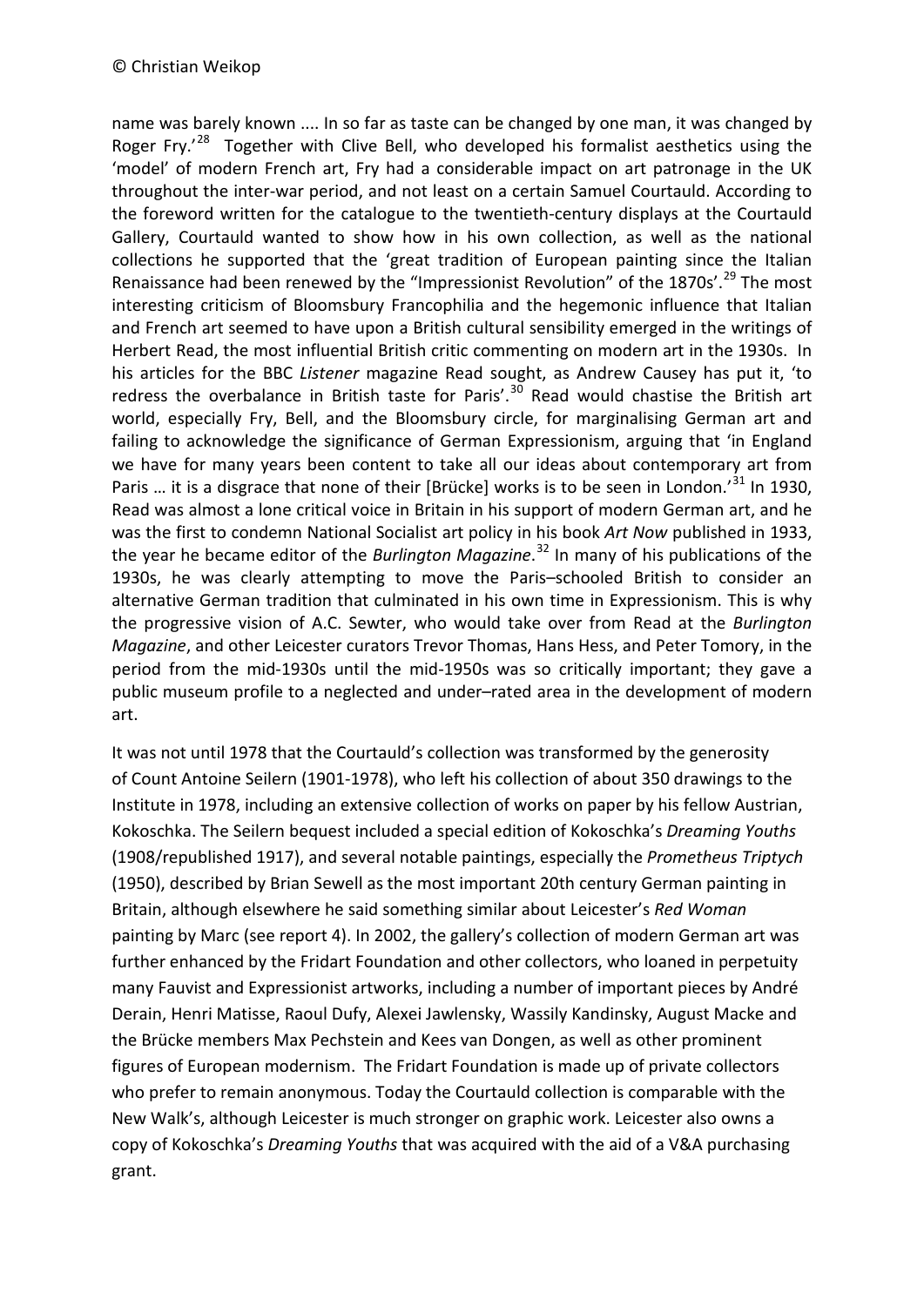name was barely known .... In so far as taste can be changed by one man, it was changed by Roger Fry.'[28] Together with Clive Bell, who developed his formalist aesthetics using the 'model' of modern French art, Fry had a considerable impact on art patronage in the UK throughout the inter-war period, and not least on a certain Samuel Courtauld. According to the foreword written for the catalogue to the twentieth-century displays at the Courtauld Gallery, Courtauld wanted to show how in his own collection, as well as the national collections he supported that the 'great tradition of European painting since the Italian Renaissance had been renewed by the "Impressionist Revolution" of the 1870s'.[29] The most interesting criticism of Bloomsbury Francophilia and the hegemonic influence that Italian and French art seemed to have upon a British cultural sensibility emerged in the writings of Herbert Read, the most influential British critic commenting on modern art in the 1930s. In his articles for the BBC *Listener* magazine Read sought, as Andrew Causey has put it, 'to redress the overbalance in British taste for Paris'.[30] Read would chastise the British art world, especially Fry, Bell, and the Bloomsbury circle, for marginalising German art and failing to acknowledge the significance of German Expressionism, arguing that 'in England we have for many years been content to take all our ideas about contemporary art from Paris … it is a disgrace that none of their [Brücke] works is to be seen in London.'[31] In 1930, Read was almost a lone critical voice in Britain in his support of modern German art, and he was the first to condemn National Socialist art policy in his book *Art Now* published in 1933, the year he became editor of the *Burlington Magazine*.[32] In many of his publications of the 1930s, he was clearly attempting to move the Paris–schooled British to consider an alternative German tradition that culminated in his own time in Expressionism. This is why the progressive vision of A.C. Sewter, who would take over from Read at the *Burlington Magazine*, and other Leicester curators Trevor Thomas, Hans Hess, and Peter Tomory, in the period from the mid-1930s until the mid-1950s was so critically important; they gave a public museum profile to a neglected and under–rated area in the development of modern art.

It was not until 1978 that the Courtauld's collection was transformed by the generosity of Count Antoine Seilern (1901-1978), who left his collection of about 350 drawings to the Institute in 1978, including an extensive collection of works on paper by his fellow Austrian, Kokoschka. The Seilern bequest included a special edition of Kokoschka's *Dreaming Youths* (1908/republished 1917), and several notable paintings, especially the *Prometheus Triptych* (1950), described by Brian Sewell as the most important 20th century German painting in Britain, although elsewhere he said something similar about Leicester's *Red Woman* painting by Marc (see report 4). In 2002, the gallery's collection of modern German art was further enhanced by the Fridart Foundation and other collectors, who loaned in perpetuity many Fauvist and Expressionist artworks, including a number of important pieces by André Derain, Henri Matisse, Raoul Dufy, Alexei Jawlensky, Wassily Kandinsky, August Macke and the Brücke members Max Pechstein and Kees van Dongen, as well as other prominent figures of European modernism. The Fridart Foundation is made up of private collectors who prefer to remain anonymous. Today the Courtauld collection is comparable with the New Walk's, although Leicester is much stronger on graphic work. Leicester also owns a copy of Kokoschka's *Dreaming Youths* that was acquired with the aid of a V&A purchasing grant.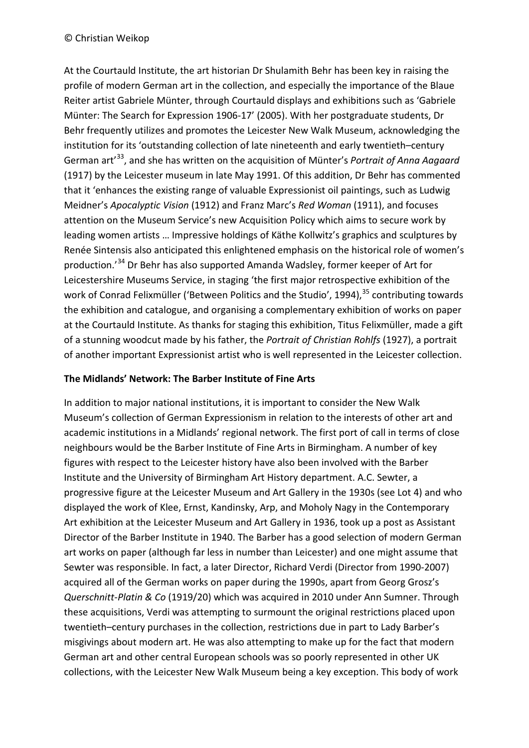At the Courtauld Institute, the art historian Dr Shulamith Behr has been key in raising the profile of modern German art in the collection, and especially the importance of the Blaue Reiter artist Gabriele Münter, through Courtauld displays and exhibitions such as 'Gabriele Münter: The Search for Expression 1906-17' (2005). With her postgraduate students, Dr Behr frequently utilizes and promotes the Leicester New Walk Museum, acknowledging the institution for its 'outstanding collection of late nineteenth and early twentieth–century German art'[33], and she has written on the acquisition of Münter's *Portrait of Anna Aagaard* (1917) by the Leicester museum in late May 1991. Of this addition, Dr Behr has commented that it 'enhances the existing range of valuable Expressionist oil paintings, such as Ludwig Meidner's *Apocalyptic Vision* (1912) and Franz Marc's *Red Woman* (1911), and focuses attention on the Museum Service's new Acquisition Policy which aims to secure work by leading women artists … Impressive holdings of Käthe Kollwitz's graphics and sculptures by Renée Sintensis also anticipated this enlightened emphasis on the historical role of women's production.'[34] Dr Behr has also supported Amanda Wadsley, former keeper of Art for Leicestershire Museums Service, in staging 'the first major retrospective exhibition of the work of Conrad Felixmüller ('Between Politics and the Studio', 1994),[35] contributing towards the exhibition and catalogue, and organising a complementary exhibition of works on paper at the Courtauld Institute. As thanks for staging this exhibition, Titus Felixmüller, made a gift of a stunning woodcut made by his father, the *Portrait of Christian Rohlfs* (1927), a portrait of another important Expressionist artist who is well represented in the Leicester collection.

**The Midlands' Network: The Barber Institute of Fine Arts**

In addition to major national institutions, it is important to consider the New Walk Museum's collection of German Expressionism in relation to the interests of other art and academic institutions in a Midlands' regional network. The first port of call in terms of close neighbours would be the Barber Institute of Fine Arts in Birmingham. A number of key figures with respect to the Leicester history have also been involved with the Barber Institute and the University of Birmingham Art History department. A.C. Sewter, a progressive figure at the Leicester Museum and Art Gallery in the 1930s (see Lot 4) and who displayed the work of Klee, Ernst, Kandinsky, Arp, and Moholy Nagy in the Contemporary Art exhibition at the Leicester Museum and Art Gallery in 1936, took up a post as Assistant Director of the Barber Institute in 1940. The Barber has a good selection of modern German art works on paper (although far less in number than Leicester) and one might assume that Sewter was responsible. In fact, a later Director, Richard Verdi (Director from 1990-2007) acquired all of the German works on paper during the 1990s, apart from Georg Grosz's *Querschnitt-Platin & Co* (1919/20) which was acquired in 2010 under Ann Sumner. Through these acquisitions, Verdi was attempting to surmount the original restrictions placed upon twentieth–century purchases in the collection, restrictions due in part to Lady Barber's misgivings about modern art. He was also attempting to make up for the fact that modern German art and other central European schools was so poorly represented in other UK collections, with the Leicester New Walk Museum being a key exception. This body of work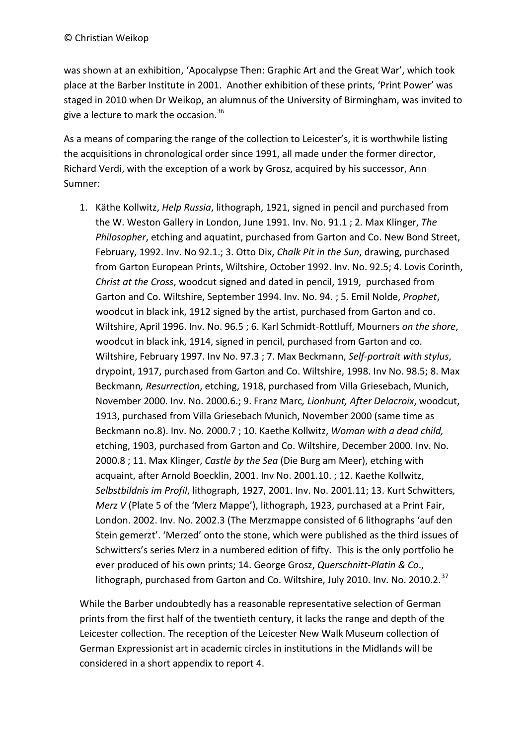was shown at an exhibition, 'Apocalypse Then: Graphic Art and the Great War', which took place at the Barber Institute in 2001. Another exhibition of these prints, 'Print Power' was staged in 2010 when Dr Weikop, an alumnus of the University of Birmingham, was invited to give a lecture to mark the occasion.[36]

As a means of comparing the range of the collection to Leicester's, it is worthwhile listing the acquisitions in chronological order since 1991, all made under the former director, Richard Verdi, with the exception of a work by Grosz, acquired by his successor, Ann Sumner:

1. Käthe Kollwitz, *Help Russia*, lithograph, 1921, signed in pencil and purchased from the W. Weston Gallery in London, June 1991. Inv. No. 91.1 ; 2. Max Klinger, *The Philosopher*, etching and aquatint, purchased from Garton and Co. New Bond Street, February, 1992. Inv. No 92.1.; 3. Otto Dix, *Chalk Pit in the Sun*, drawing, purchased from Garton European Prints, Wiltshire, October 1992. Inv. No. 92.5; 4. Lovis Corinth, *Christ at the Cross*, woodcut signed and dated in pencil, 1919, purchased from Garton and Co. Wiltshire, September 1994. Inv. No. 94. ; 5. Emil Nolde, *Prophet*, woodcut in black ink, 1912 signed by the artist, purchased from Garton and co. Wiltshire, April 1996. Inv. No. 96.5 ; 6. Karl Schmidt-Rottluff, Mourners *on the shore*, woodcut in black ink, 1914, signed in pencil, purchased from Garton and co. Wiltshire, February 1997. Inv No. 97.3 ; 7. Max Beckmann, *Self-portrait with stylus*, drypoint, 1917, purchased from Garton and Co. Wiltshire, 1998. Inv No. 98.5; 8. Max Beckmann*, Resurrection*, etching, 1918, purchased from Villa Griesebach, Munich, November 2000. Inv. No. 2000.6.; 9. Franz Marc*, Lionhunt, After Delacroix*, woodcut, 1913, purchased from Villa Griesebach Munich, November 2000 (same time as Beckmann no.8). Inv. No. 2000.7 ; 10. Kaethe Kollwitz, *Woman with a dead child,* etching, 1903, purchased from Garton and Co. Wiltshire, December 2000. Inv. No. 2000.8 ; 11. Max Klinger, *Castle by the Sea* (Die Burg am Meer), etching with acquaint, after Arnold Boecklin, 2001. Inv No. 2001.10. ; 12. Kaethe Kollwitz, *Selbstbildnis im Profil*, lithograph, 1927, 2001. Inv. No. 2001.11; 13. Kurt Schwitters*, Merz V* (Plate 5 of the 'Merz Mappe'), lithograph, 1923, purchased at a Print Fair, London. 2002. Inv. No. 2002.3 (The Merzmappe consisted of 6 lithographs 'auf den Stein gemerzt'. 'Merzed' onto the stone, which were published as the third issues of Schwitters's series Merz in a numbered edition of fifty. This is the only portfolio he ever produced of his own prints; 14. George Grosz, *Querschnitt-Platin & Co*., lithograph, purchased from Garton and Co. Wiltshire, July 2010. Inv. No. 2010.2.[37]

While the Barber undoubtedly has a reasonable representative selection of German prints from the first half of the twentieth century, it lacks the range and depth of the Leicester collection. The reception of the Leicester New Walk Museum collection of German Expressionist art in academic circles in institutions in the Midlands will be considered in a short appendix to report 4.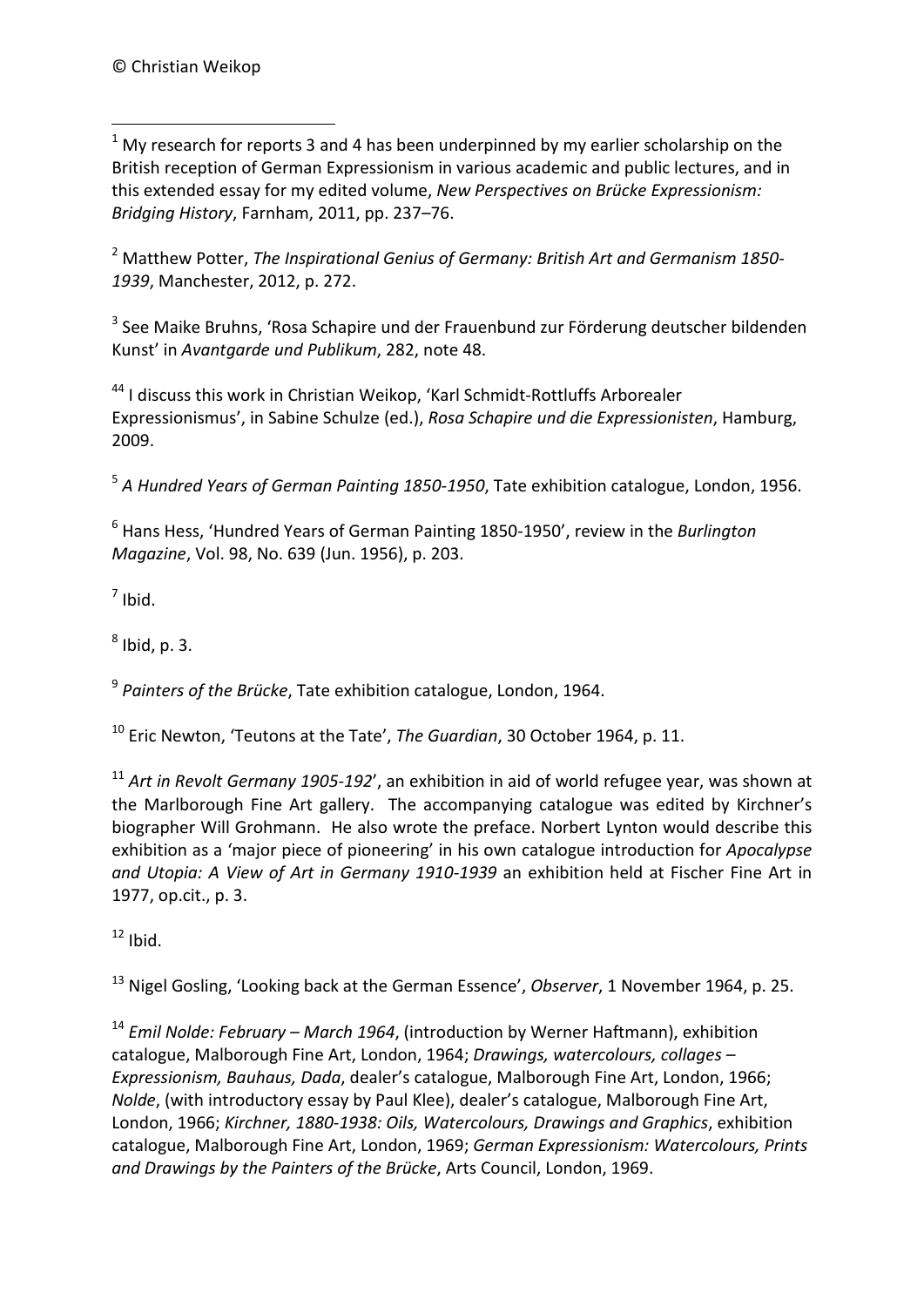[1] My research for reports 3 and 4 has been underpinned by my earlier scholarship on the British reception of German Expressionism in various academic and public lectures, and in this extended essay for my edited volume, *New Perspectives on Brücke Expressionism: Bridging History*, Farnham, 2011, pp. 237–76.

[2] Matthew Potter, *The Inspirational Genius of Germany: British Art and Germanism 1850-1939*, Manchester, 2012, p. 272.

[3] See Maike Bruhns, 'Rosa Schapire und der Frauenbund zur Förderung deutscher bildenden Kunst' in *Avantgarde und Publikum*, 282, note 48.

[44] I discuss this work in Christian Weikop, 'Karl Schmidt-Rottluffs Arborealer Expressionismus', in Sabine Schulze (ed.), *Rosa Schapire und die Expressionisten*, Hamburg, 2009.

[5] *A Hundred Years of German Painting 1850-1950*, Tate exhibition catalogue, London, 1956.

[6] Hans Hess, 'Hundred Years of German Painting 1850-1950', review in the *Burlington Magazine*, Vol. 98, No. 639 (Jun. 1956), p. 203.

[7] Ibid.

[8] Ibid, p. 3.

[9] *Painters of the Brücke*, Tate exhibition catalogue, London, 1964.

[10] Eric Newton, 'Teutons at the Tate', *The Guardian*, 30 October 1964, p. 11.

[11] *Art in Revolt Germany 1905-192*', an exhibition in aid of world refugee year, was shown at the Marlborough Fine Art gallery. The accompanying catalogue was edited by Kirchner's biographer Will Grohmann. He also wrote the preface. Norbert Lynton would describe this exhibition as a 'major piece of pioneering' in his own catalogue introduction for *Apocalypse and Utopia: A View of Art in Germany 1910-1939* an exhibition held at Fischer Fine Art in 1977, op.cit., p. 3.

[12] Ibid.

[13] Nigel Gosling, 'Looking back at the German Essence', *Observer*, 1 November 1964, p. 25.

[14] *Emil Nolde: February – March 1964*, (introduction by Werner Haftmann), exhibition catalogue, Malborough Fine Art, London, 1964; *Drawings, watercolours, collages – Expressionism, Bauhaus, Dada*, dealer's catalogue, Malborough Fine Art, London, 1966; *Nolde*, (with introductory essay by Paul Klee), dealer's catalogue, Malborough Fine Art, London, 1966; *Kirchner, 1880-1938: Oils, Watercolours, Drawings and Graphics*, exhibition catalogue, Malborough Fine Art, London, 1969; *German Expressionism: Watercolours, Prints and Drawings by the Painters of the Brücke*, Arts Council, London, 1969.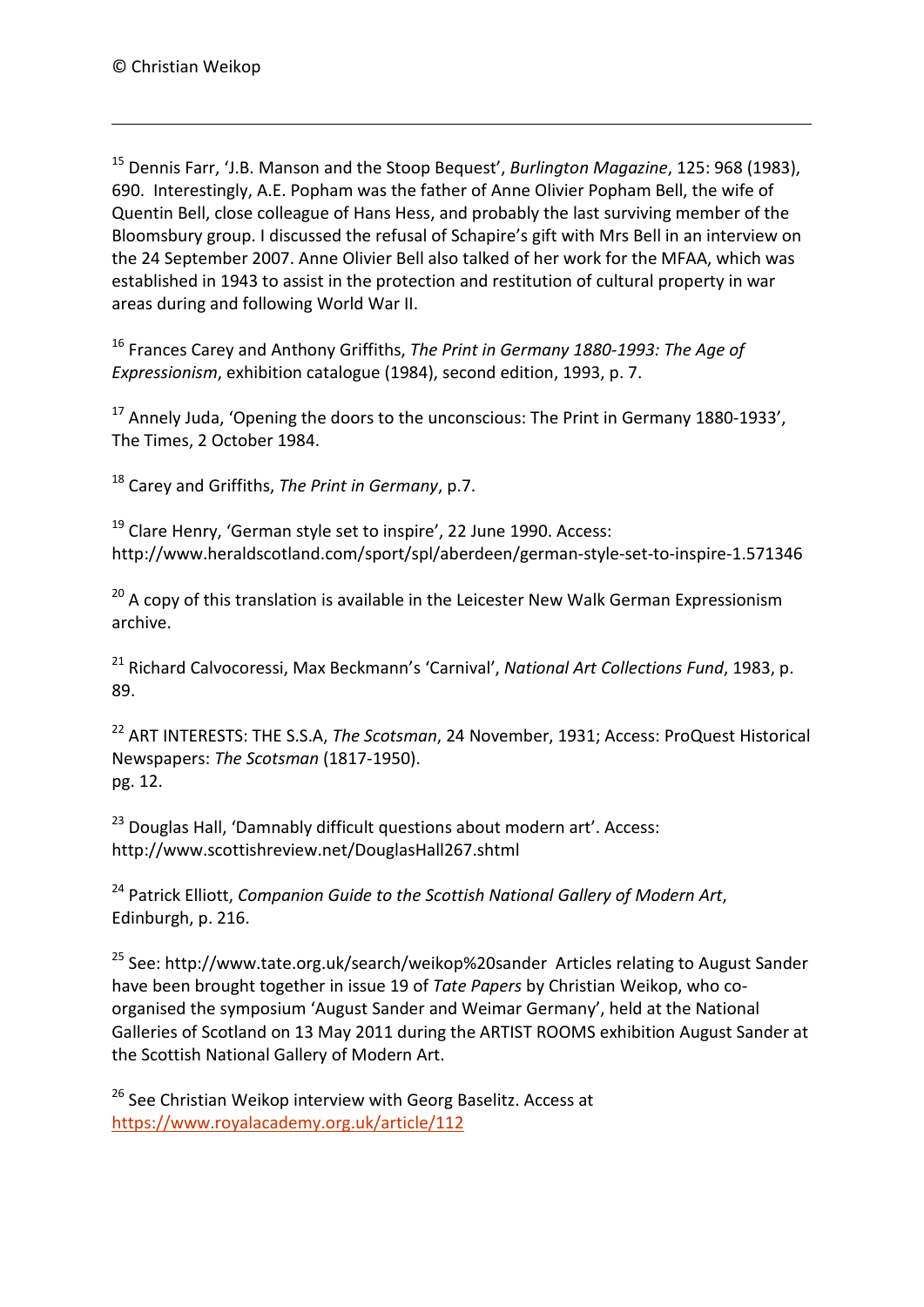[15] Dennis Farr, 'J.B. Manson and the Stoop Bequest', *Burlington Magazine*, 125: 968 (1983), 690. Interestingly, A.E. Popham was the father of Anne Olivier Popham Bell, the wife of Quentin Bell, close colleague of Hans Hess, and probably the last surviving member of the Bloomsbury group. I discussed the refusal of Schapire's gift with Mrs Bell in an interview on the 24 September 2007. Anne Olivier Bell also talked of her work for the MFAA, which was established in 1943 to assist in the protection and restitution of cultural property in war areas during and following World War II.

[16] Frances Carey and Anthony Griffiths, *The Print in Germany 1880-1993: The Age of Expressionism*, exhibition catalogue (1984), second edition, 1993, p. 7.

[17] Annely Juda, 'Opening the doors to the unconscious: The Print in Germany 1880-1933', The Times, 2 October 1984.

[18] Carey and Griffiths, *The Print in Germany*, p.7.

[19] Clare Henry, 'German style set to inspire', 22 June 1990. Access: http://www.heraldscotland.com/sport/spl/aberdeen/german-style-set-to-inspire-1.571346

[20] A copy of this translation is available in the Leicester New Walk German Expressionism archive.

[21] Richard Calvocoressi, Max Beckmann's 'Carnival', *National Art Collections Fund*, 1983, p. 89.

[22] ART INTERESTS: THE S.S.A, *The Scotsman*, 24 November, 1931; Access: ProQuest Historical Newspapers: *The Scotsman* (1817-1950). pg. 12.

[23] Douglas Hall, 'Damnably difficult questions about modern art'. Access: http://www.scottishreview.net/DouglasHall267.shtml

[24] Patrick Elliott, *Companion Guide to the Scottish National Gallery of Modern Art*, Edinburgh, p. 216.

[25] See: http://www.tate.org.uk/search/weikop%20sander Articles relating to August Sander have been brought together in issue 19 of *Tate Papers* by Christian Weikop, who co-organised the symposium 'August Sander and Weimar Germany', held at the National Galleries of Scotland on 13 May 2011 during the ARTIST ROOMS exhibition August Sander at the Scottish National Gallery of Modern Art.

[26] See Christian Weikop interview with Georg Baselitz. Access at https://www.royalacademy.org.uk/article/112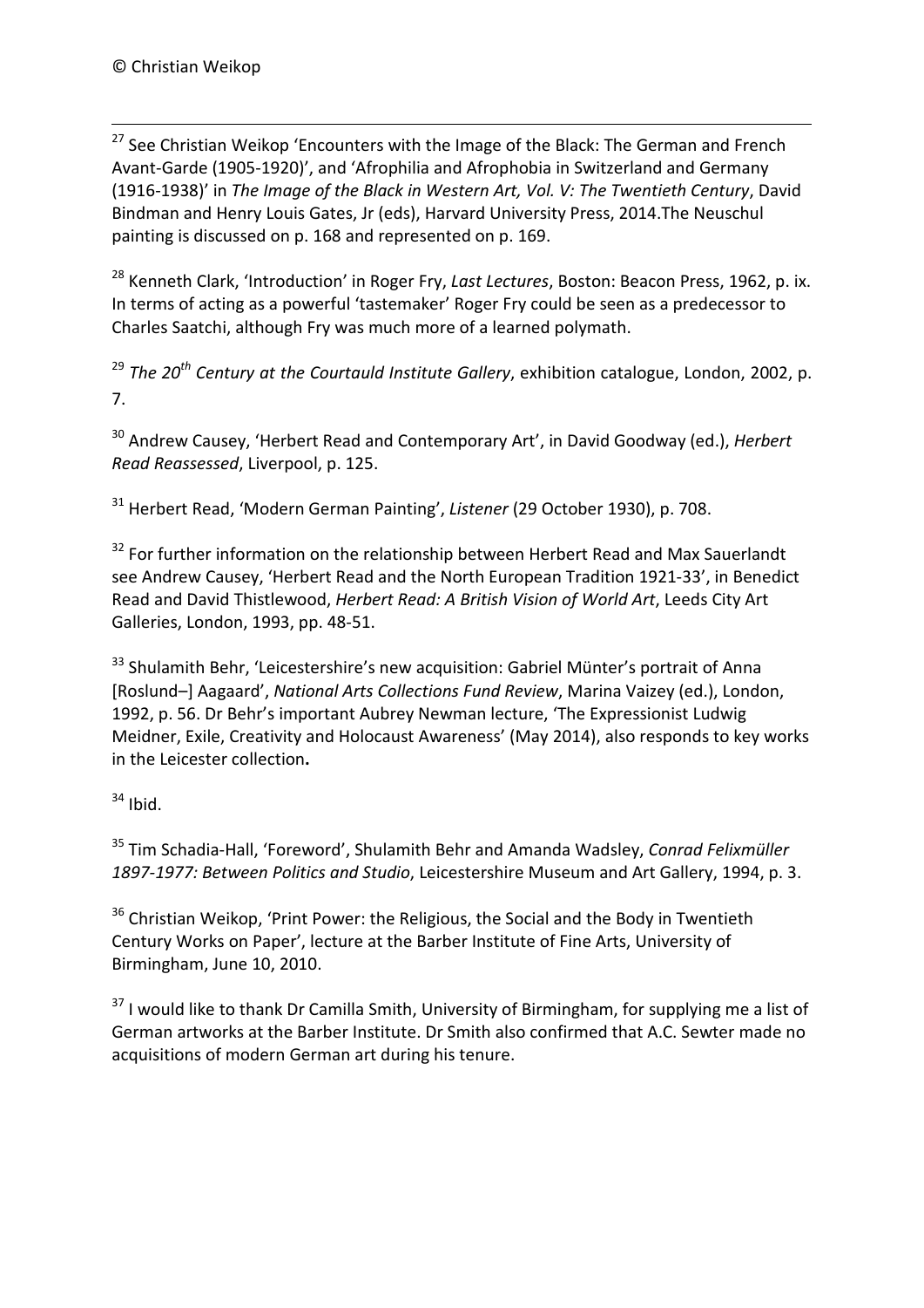[27] See Christian Weikop 'Encounters with the Image of the Black: The German and French Avant-Garde (1905-1920)', and 'Afrophilia and Afrophobia in Switzerland and Germany (1916-1938)' in *The Image of the Black in Western Art, Vol. V: The Twentieth Century*, David Bindman and Henry Louis Gates, Jr (eds), Harvard University Press, 2014.The Neuschul painting is discussed on p. 168 and represented on p. 169.

[28] Kenneth Clark, 'Introduction' in Roger Fry, *Last Lectures*, Boston: Beacon Press, 1962, p. ix. In terms of acting as a powerful 'tastemaker' Roger Fry could be seen as a predecessor to Charles Saatchi, although Fry was much more of a learned polymath.

[29] *The 20th Century at the Courtauld Institute Gallery*, exhibition catalogue, London, 2002, p. 7.

[30] Andrew Causey, 'Herbert Read and Contemporary Art', in David Goodway (ed.), *Herbert Read Reassessed*, Liverpool, p. 125.

[31] Herbert Read, 'Modern German Painting', *Listener* (29 October 1930), p. 708.

[32] For further information on the relationship between Herbert Read and Max Sauerlandt see Andrew Causey, 'Herbert Read and the North European Tradition 1921-33', in Benedict Read and David Thistlewood, *Herbert Read: A British Vision of World Art*, Leeds City Art Galleries, London, 1993, pp. 48-51.

[33] Shulamith Behr, 'Leicestershire's new acquisition: Gabriel Münter's portrait of Anna [Roslund–] Aagaard', *National Arts Collections Fund Review*, Marina Vaizey (ed.), London, 1992, p. 56. Dr Behr's important Aubrey Newman lecture, 'The Expressionist Ludwig Meidner, Exile, Creativity and Holocaust Awareness' (May 2014), also responds to key works in the Leicester collection**.**

[34] Ibid.

[35] Tim Schadia-Hall, 'Foreword', Shulamith Behr and Amanda Wadsley, *Conrad Felixmüller 1897-1977: Between Politics and Studio*, Leicestershire Museum and Art Gallery, 1994, p. 3.

[36] Christian Weikop, 'Print Power: the Religious, the Social and the Body in Twentieth Century Works on Paper', lecture at the Barber Institute of Fine Arts, University of Birmingham, June 10, 2010.

[37] I would like to thank Dr Camilla Smith, University of Birmingham, for supplying me a list of German artworks at the Barber Institute. Dr Smith also confirmed that A.C. Sewter made no acquisitions of modern German art during his tenure.